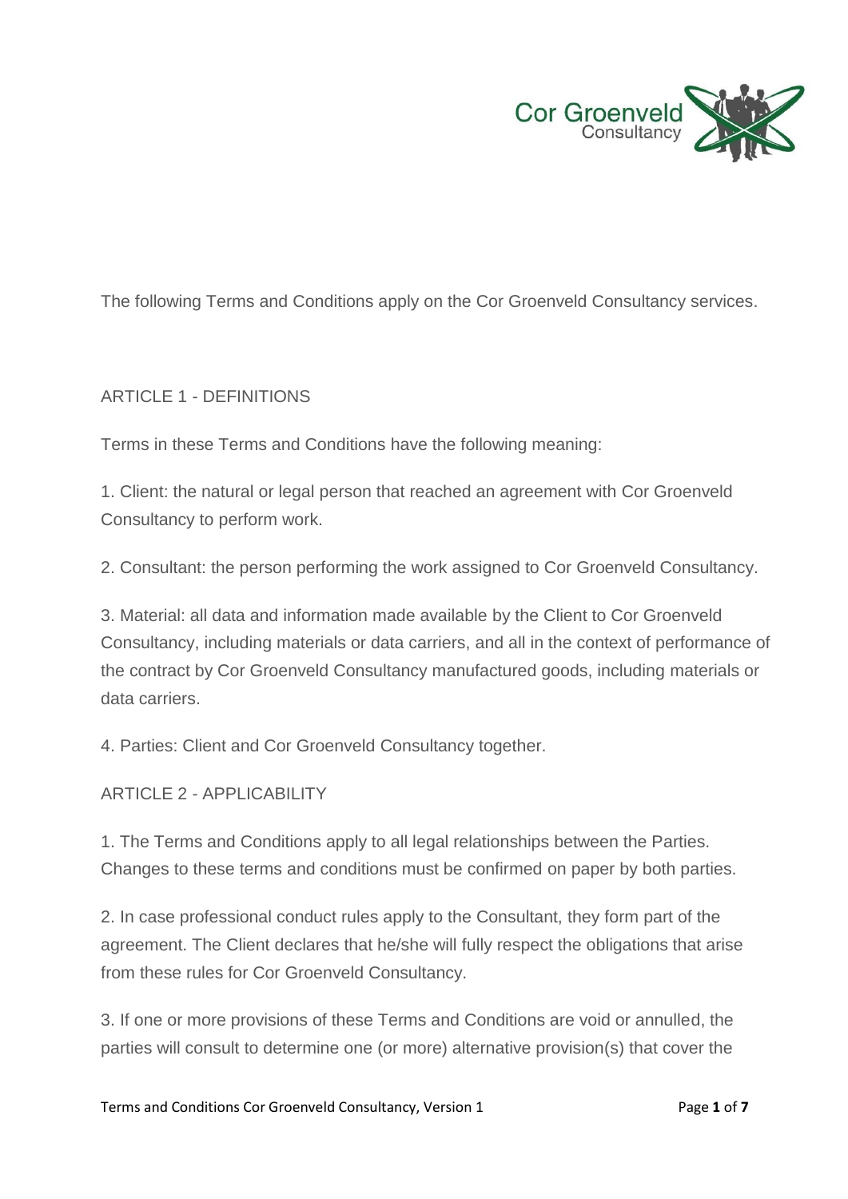The following Terms and Conditions apply on the Cor Groenveld Consultancy services.

## ARTICLE 1 - DEFINITIONS

Terms in these Terms and Conditions have the following meaning:

1. Client: the natural or legal person that reached an agreement with Cor Groenveld Consultancy to perform work.

2. Consultant: the person performing the work assigned to Cor Groenveld Consultancy.

3. Material: all data and information made available by the Client to Cor Groenveld Consultancy, including materials or data carriers, and all in the context of performance of the contract by Cor Groenveld Consultancy manufactured goods, including materials or data carriers.

4. Parties: Client and Cor Groenveld Consultancy together.

## ARTICLE 2 - APPLICABILITY

1. The Terms and Conditions apply to all legal relationships between the Parties. Changes to these terms and conditions must be confirmed on paper by both parties.

2. In case professional conduct rules apply to the Consultant, they form part of the agreement. The Client declares that he/she will fully respect the obligations that arise from these rules for Cor Groenveld Consultancy.

3. If one or more provisions of these Terms and Conditions are void or annulled, the parties will consult to determine one (or more) alternative provision(s) that cover the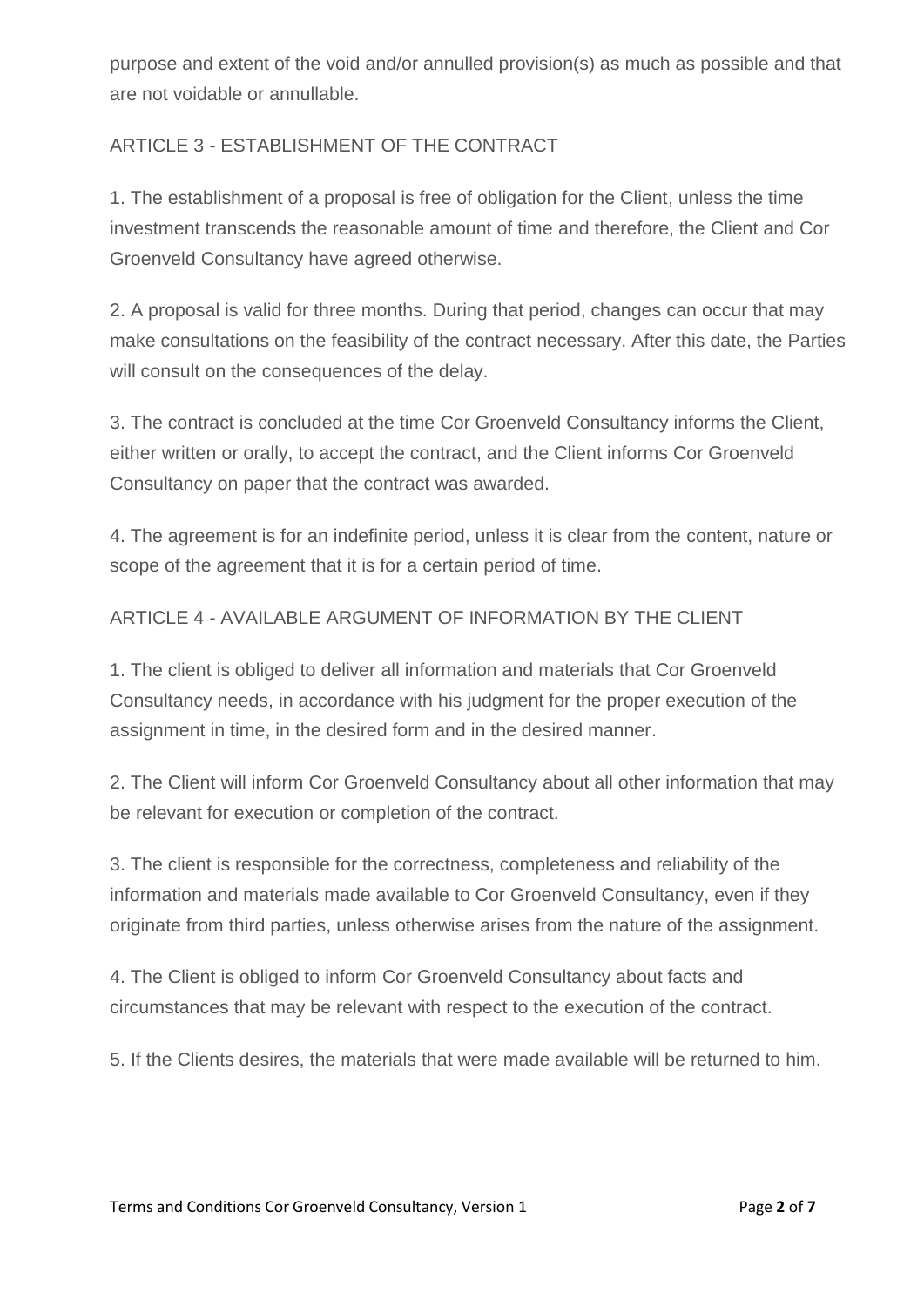purpose and extent of the void and/or annulled provision(s) as much as possible and that are not voidable or annullable.

## ARTICLE 3 - ESTABLISHMENT OF THE CONTRACT

1. The establishment of a proposal is free of obligation for the Client, unless the time investment transcends the reasonable amount of time and therefore, the Client and Cor Groenveld Consultancy have agreed otherwise.

2. A proposal is valid for three months. During that period, changes can occur that may make consultations on the feasibility of the contract necessary. After this date, the Parties will consult on the consequences of the delay.

3. The contract is concluded at the time Cor Groenveld Consultancy informs the Client, either written or orally, to accept the contract, and the Client informs Cor Groenveld Consultancy on paper that the contract was awarded.

4. The agreement is for an indefinite period, unless it is clear from the content, nature or scope of the agreement that it is for a certain period of time.

## ARTICLE 4 - AVAILABLE ARGUMENT OF INFORMATION BY THE CLIENT

1. The client is obliged to deliver all information and materials that Cor Groenveld Consultancy needs, in accordance with his judgment for the proper execution of the assignment in time, in the desired form and in the desired manner.

2. The Client will inform Cor Groenveld Consultancy about all other information that may be relevant for execution or completion of the contract.

3. The client is responsible for the correctness, completeness and reliability of the information and materials made available to Cor Groenveld Consultancy, even if they originate from third parties, unless otherwise arises from the nature of the assignment.

4. The Client is obliged to inform Cor Groenveld Consultancy about facts and circumstances that may be relevant with respect to the execution of the contract.

5. If the Clients desires, the materials that were made available will be returned to him.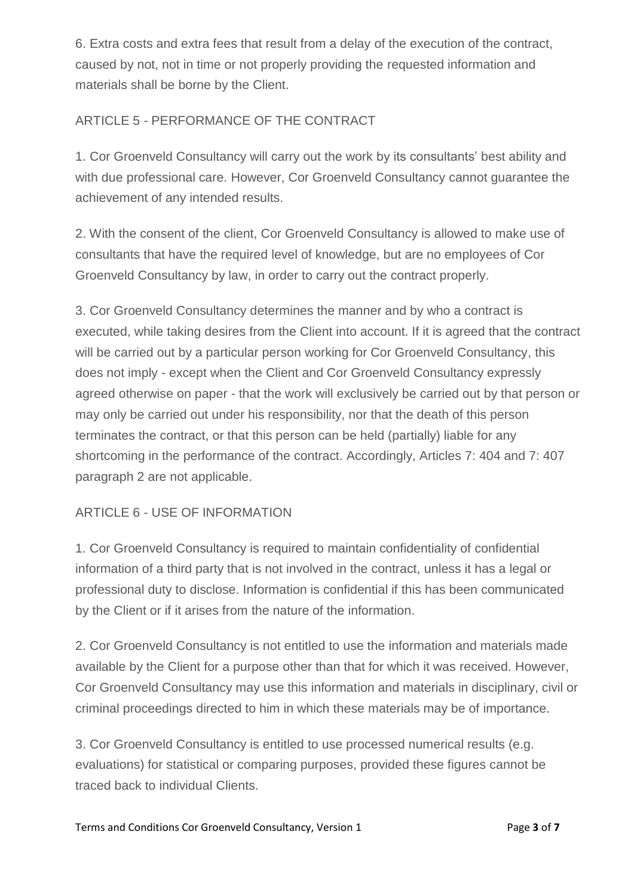6. Extra costs and extra fees that result from a delay of the execution of the contract, caused by not, not in time or not properly providing the requested information and materials shall be borne by the Client.

## ARTICLE 5 - PERFORMANCE OF THE CONTRACT

1. Cor Groenveld Consultancy will carry out the work by its consultants' best ability and with due professional care. However, Cor Groenveld Consultancy cannot guarantee the achievement of any intended results.

2. With the consent of the client, Cor Groenveld Consultancy is allowed to make use of consultants that have the required level of knowledge, but are no employees of Cor Groenveld Consultancy by law, in order to carry out the contract properly.

3. Cor Groenveld Consultancy determines the manner and by who a contract is executed, while taking desires from the Client into account. If it is agreed that the contract will be carried out by a particular person working for Cor Groenveld Consultancy, this does not imply - except when the Client and Cor Groenveld Consultancy expressly agreed otherwise on paper - that the work will exclusively be carried out by that person or may only be carried out under his responsibility, nor that the death of this person terminates the contract, or that this person can be held (partially) liable for any shortcoming in the performance of the contract. Accordingly, Articles 7: 404 and 7: 407 paragraph 2 are not applicable.

## ARTICLE 6 - USE OF INFORMATION

1. Cor Groenveld Consultancy is required to maintain confidentiality of confidential information of a third party that is not involved in the contract, unless it has a legal or professional duty to disclose. Information is confidential if this has been communicated by the Client or if it arises from the nature of the information.

2. Cor Groenveld Consultancy is not entitled to use the information and materials made available by the Client for a purpose other than that for which it was received. However, Cor Groenveld Consultancy may use this information and materials in disciplinary, civil or criminal proceedings directed to him in which these materials may be of importance.

3. Cor Groenveld Consultancy is entitled to use processed numerical results (e.g. evaluations) for statistical or comparing purposes, provided these figures cannot be traced back to individual Clients.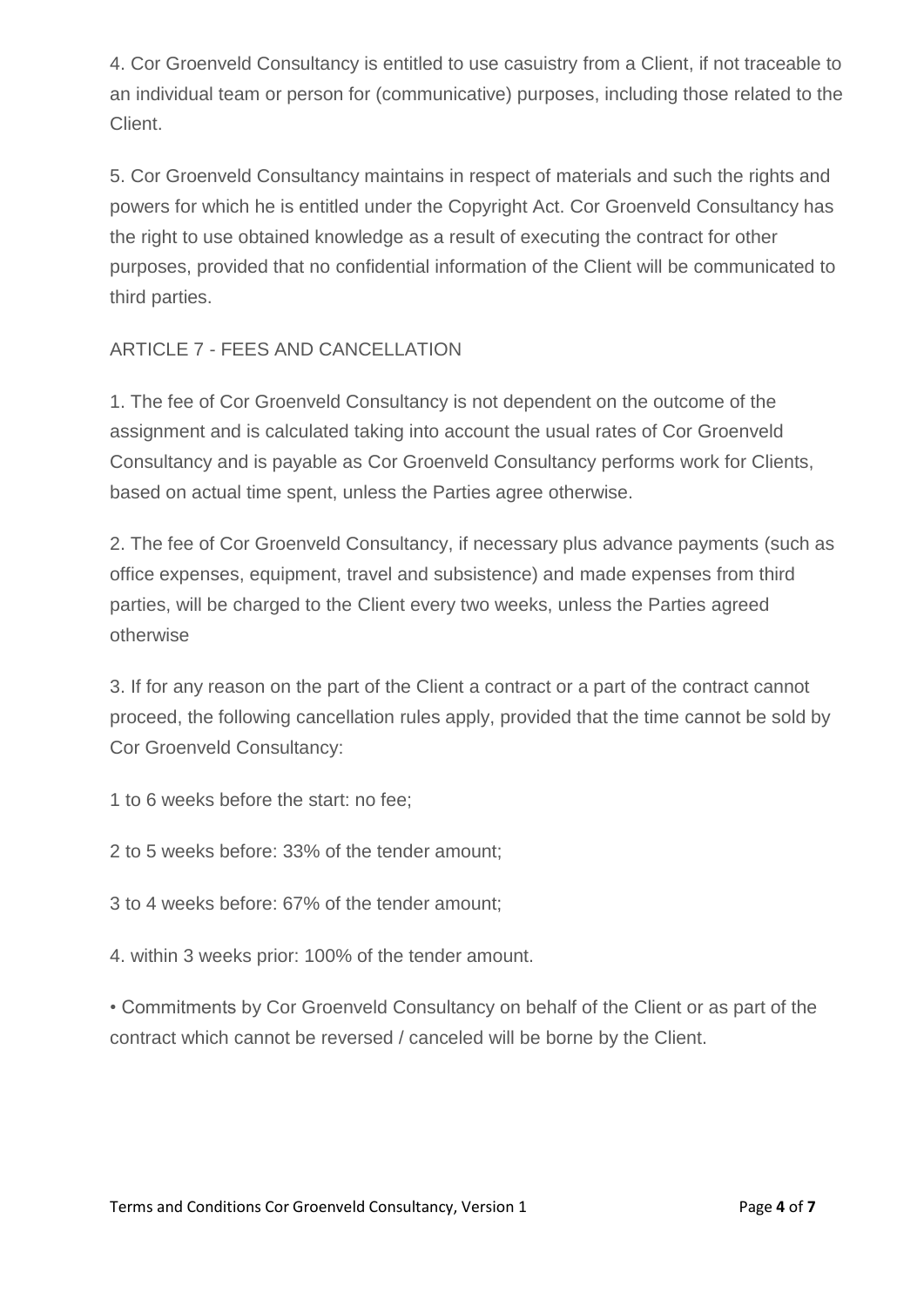4. Cor Groenveld Consultancy is entitled to use casuistry from a Client, if not traceable to an individual team or person for (communicative) purposes, including those related to the Client.

5. Cor Groenveld Consultancy maintains in respect of materials and such the rights and powers for which he is entitled under the Copyright Act. Cor Groenveld Consultancy has the right to use obtained knowledge as a result of executing the contract for other purposes, provided that no confidential information of the Client will be communicated to third parties.

ARTICLE 7 - FEES AND CANCELLATION

1. The fee of Cor Groenveld Consultancy is not dependent on the outcome of the assignment and is calculated taking into account the usual rates of Cor Groenveld Consultancy and is payable as Cor Groenveld Consultancy performs work for Clients, based on actual time spent, unless the Parties agree otherwise.

2. The fee of Cor Groenveld Consultancy, if necessary plus advance payments (such as office expenses, equipment, travel and subsistence) and made expenses from third parties, will be charged to the Client every two weeks, unless the Parties agreed otherwise

3. If for any reason on the part of the Client a contract or a part of the contract cannot proceed, the following cancellation rules apply, provided that the time cannot be sold by Cor Groenveld Consultancy:

1 to 6 weeks before the start: no fee;

2 to 5 weeks before: 33% of the tender amount;

3 to 4 weeks before: 67% of the tender amount;

4. within 3 weeks prior: 100% of the tender amount.

• Commitments by Cor Groenveld Consultancy on behalf of the Client or as part of the contract which cannot be reversed / canceled will be borne by the Client.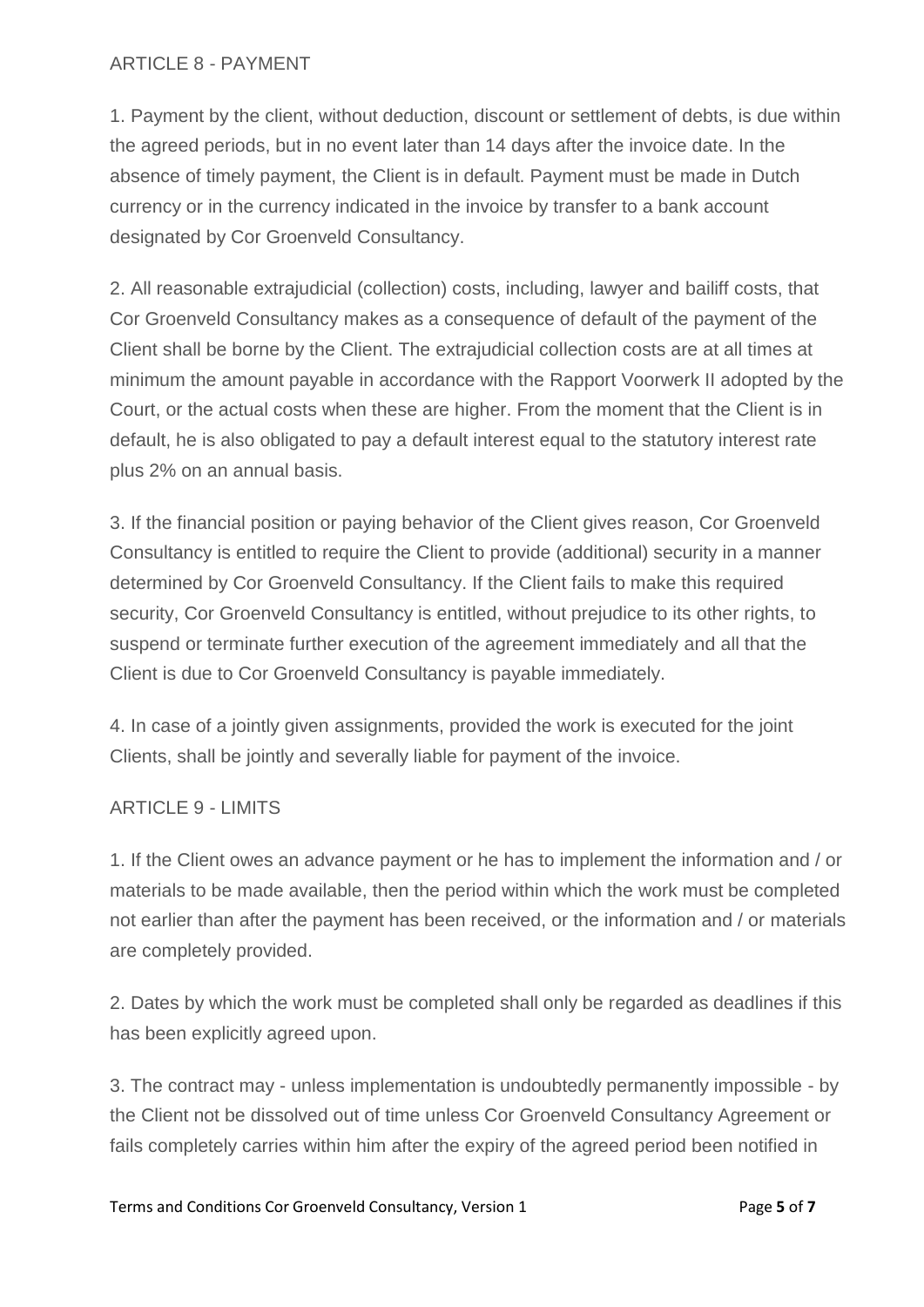## ARTICLE 8 - PAYMENT

1. Payment by the client, without deduction, discount or settlement of debts, is due within the agreed periods, but in no event later than 14 days after the invoice date. In the absence of timely payment, the Client is in default. Payment must be made in Dutch currency or in the currency indicated in the invoice by transfer to a bank account designated by Cor Groenveld Consultancy.

2. All reasonable extrajudicial (collection) costs, including, lawyer and bailiff costs, that Cor Groenveld Consultancy makes as a consequence of default of the payment of the Client shall be borne by the Client. The extrajudicial collection costs are at all times at minimum the amount payable in accordance with the Rapport Voorwerk II adopted by the Court, or the actual costs when these are higher. From the moment that the Client is in default, he is also obligated to pay a default interest equal to the statutory interest rate plus 2% on an annual basis.

3. If the financial position or paying behavior of the Client gives reason, Cor Groenveld Consultancy is entitled to require the Client to provide (additional) security in a manner determined by Cor Groenveld Consultancy. If the Client fails to make this required security, Cor Groenveld Consultancy is entitled, without prejudice to its other rights, to suspend or terminate further execution of the agreement immediately and all that the Client is due to Cor Groenveld Consultancy is payable immediately.

4. In case of a jointly given assignments, provided the work is executed for the joint Clients, shall be jointly and severally liable for payment of the invoice.

## ARTICLE 9 - LIMITS

1. If the Client owes an advance payment or he has to implement the information and / or materials to be made available, then the period within which the work must be completed not earlier than after the payment has been received, or the information and / or materials are completely provided.

2. Dates by which the work must be completed shall only be regarded as deadlines if this has been explicitly agreed upon.

3. The contract may - unless implementation is undoubtedly permanently impossible - by the Client not be dissolved out of time unless Cor Groenveld Consultancy Agreement or fails completely carries within him after the expiry of the agreed period been notified in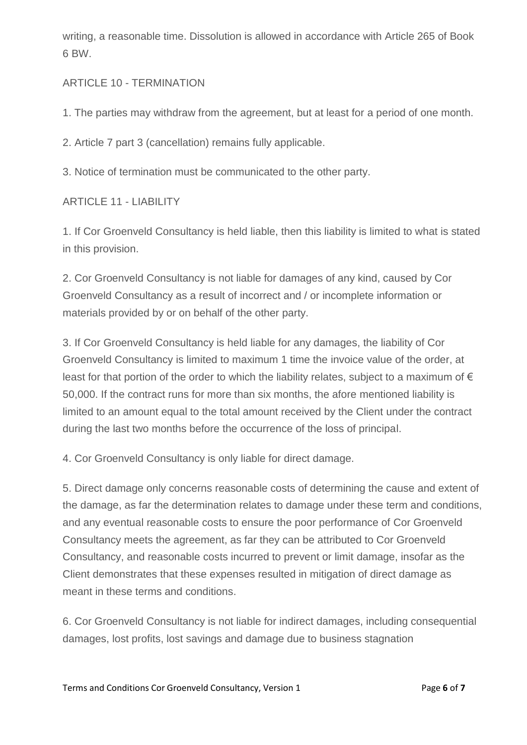writing, a reasonable time. Dissolution is allowed in accordance with Article 265 of Book 6 BW.

## ARTICLE 10 - TERMINATION

1. The parties may withdraw from the agreement, but at least for a period of one month.

2. Article 7 part 3 (cancellation) remains fully applicable.

3. Notice of termination must be communicated to the other party.

## ARTICLE 11 - LIABILITY

1. If Cor Groenveld Consultancy is held liable, then this liability is limited to what is stated in this provision.

2. Cor Groenveld Consultancy is not liable for damages of any kind, caused by Cor Groenveld Consultancy as a result of incorrect and / or incomplete information or materials provided by or on behalf of the other party.

3. If Cor Groenveld Consultancy is held liable for any damages, the liability of Cor Groenveld Consultancy is limited to maximum 1 time the invoice value of the order, at least for that portion of the order to which the liability relates, subject to a maximum of € 50,000. If the contract runs for more than six months, the afore mentioned liability is limited to an amount equal to the total amount received by the Client under the contract during the last two months before the occurrence of the loss of principal.

4. Cor Groenveld Consultancy is only liable for direct damage.

5. Direct damage only concerns reasonable costs of determining the cause and extent of the damage, as far the determination relates to damage under these term and conditions, and any eventual reasonable costs to ensure the poor performance of Cor Groenveld Consultancy meets the agreement, as far they can be attributed to Cor Groenveld Consultancy, and reasonable costs incurred to prevent or limit damage, insofar as the Client demonstrates that these expenses resulted in mitigation of direct damage as meant in these terms and conditions.

6. Cor Groenveld Consultancy is not liable for indirect damages, including consequential damages, lost profits, lost savings and damage due to business stagnation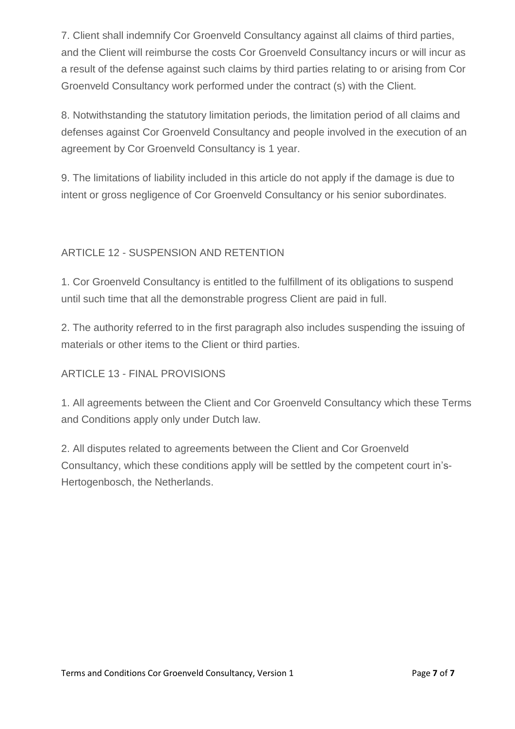7. Client shall indemnify Cor Groenveld Consultancy against all claims of third parties, and the Client will reimburse the costs Cor Groenveld Consultancy incurs or will incur as a result of the defense against such claims by third parties relating to or arising from Cor Groenveld Consultancy work performed under the contract (s) with the Client.

8. Notwithstanding the statutory limitation periods, the limitation period of all claims and defenses against Cor Groenveld Consultancy and people involved in the execution of an agreement by Cor Groenveld Consultancy is 1 year.

9. The limitations of liability included in this article do not apply if the damage is due to intent or gross negligence of Cor Groenveld Consultancy or his senior subordinates.

## ARTICLE 12 - SUSPENSION AND RETENTION

1. Cor Groenveld Consultancy is entitled to the fulfillment of its obligations to suspend until such time that all the demonstrable progress Client are paid in full.

2. The authority referred to in the first paragraph also includes suspending the issuing of materials or other items to the Client or third parties.

## ARTICLE 13 - FINAL PROVISIONS

1. All agreements between the Client and Cor Groenveld Consultancy which these Terms and Conditions apply only under Dutch law.

2. All disputes related to agreements between the Client and Cor Groenveld Consultancy, which these conditions apply will be settled by the competent court in's-Hertogenbosch, the Netherlands.